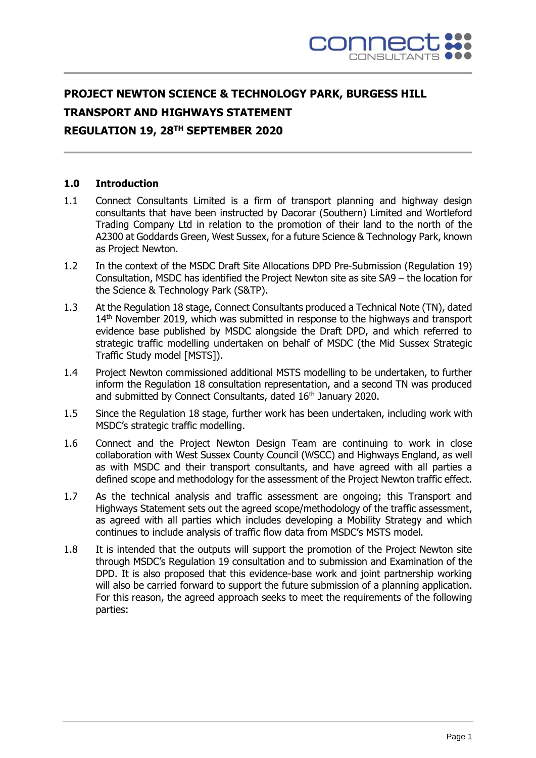**PROJECT NEWTON SCIENCE & TECHNOLOGY PARK, BURGESS HILL**

**TRANSPORT AND HIGHWAYS STATEMENT**

**REGULATION 19, 28TH SEPTEMBER 2020**

## 1.0 Introduction

1.1 Connect Consultants Limited is a firm of transport planning and highway design consultants that have been instructed by Dacorar (Southern) Limited and Wortleford Trading Company Ltd in relation to the promotion of their land to the north of the A2300 at Goddards Green, West Sussex, for a future Science & Technology Park, known as Project Newton.

1.2 In the context of the MSDC Draft Site Allocations DPD Pre-Submission (Regulation 19) Consultation, MSDC has identified the Project Newton site as site SA9 – the location for the Science & Technology Park (S&TP).

1.3 At the Regulation 18 stage, Connect Consultants produced a Technical Note (TN), dated 14th November 2019, which was submitted in response to the highways and transport evidence base published by MSDC alongside the Draft DPD, and which referred to strategic traffic modelling undertaken on behalf of MSDC (the Mid Sussex Strategic Traffic Study model [MSTS]).

1.4 Project Newton commissioned additional MSTS modelling to be undertaken, to further inform the Regulation 18 consultation representation, and a second TN was produced and submitted by Connect Consultants, dated 16th January 2020.

1.5 Since the Regulation 18 stage, further work has been undertaken, including work with MSDC's strategic traffic modelling.

1.6 Connect and the Project Newton Design Team are continuing to work in close collaboration with West Sussex County Council (WSCC) and Highways England, as well as with MSDC and their transport consultants, and have agreed with all parties a defined scope and methodology for the assessment of the Project Newton traffic effect.

1.7 As the technical analysis and traffic assessment are ongoing; this Transport and Highways Statement sets out the agreed scope/methodology of the traffic assessment, as agreed with all parties which includes developing a Mobility Strategy and which continues to include analysis of traffic flow data from MSDC's MSTS model.

1.8 It is intended that the outputs will support the promotion of the Project Newton site through MSDC's Regulation 19 consultation and to submission and Examination of the DPD. It is also proposed that this evidence-base work and joint partnership working will also be carried forward to support the future submission of a planning application. For this reason, the agreed approach seeks to meet the requirements of the following parties: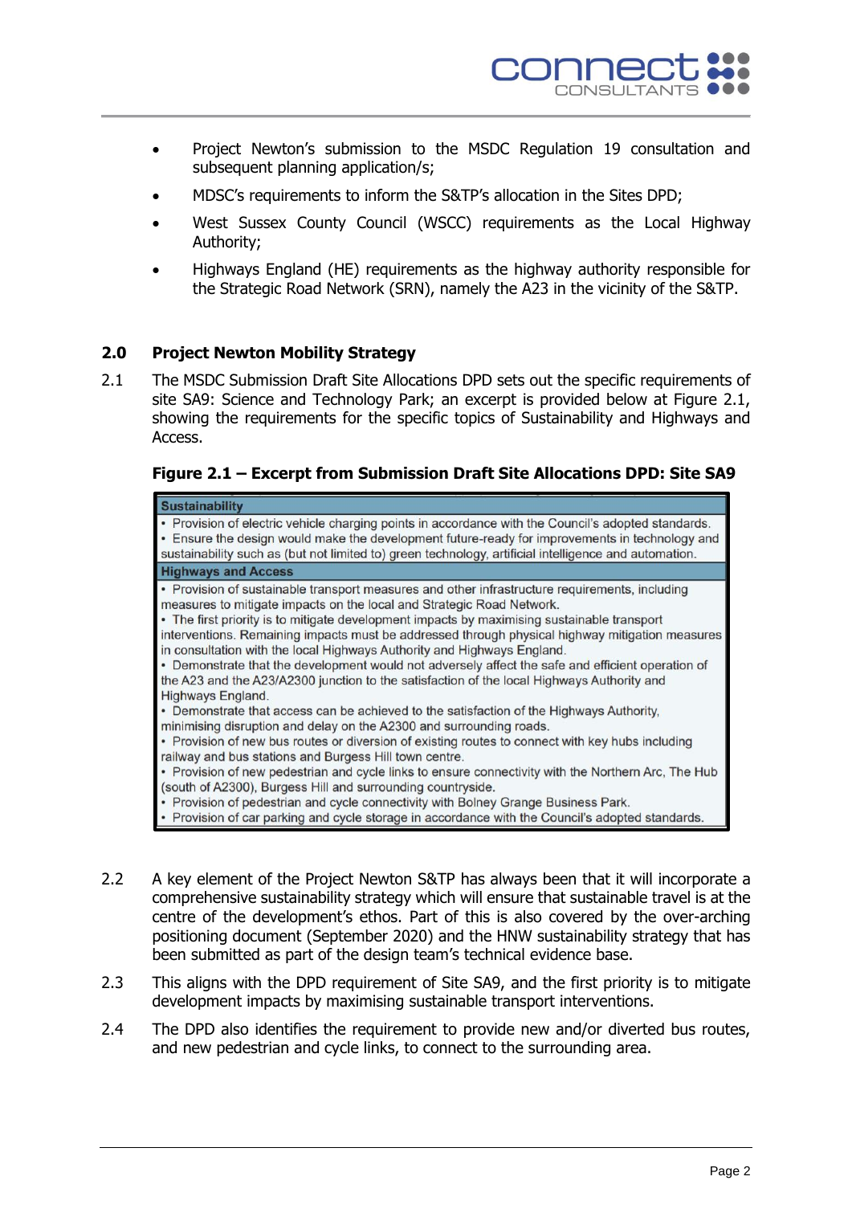- Project Newton's submission to the MSDC Regulation 19 consultation and subsequent planning application/s;
- MDSC's requirements to inform the S&TP's allocation in the Sites DPD;
- West Sussex County Council (WSCC) requirements as the Local Highway Authority;
- Highways England (HE) requirements as the highway authority responsible for the Strategic Road Network (SRN), namely the A23 in the vicinity of the S&TP.

## 2.0 Project Newton Mobility Strategy

2.1 The MSDC Submission Draft Site Allocations DPD sets out the specific requirements of site SA9: Science and Technology Park; an excerpt is provided below at Figure 2.1, showing the requirements for the specific topics of Sustainability and Highways and Access.

**Figure 2.1 – Excerpt from Submission Draft Site Allocations DPD: Site SA9**

| **Sustainability** |
|---|
| • Provision of electric vehicle charging points in accordance with the Council's adopted standards.<br>• Ensure the design would make the development future-ready for improvements in technology and sustainability such as (but not limited to) green technology, artificial intelligence and automation. |
| **Highways and Access** |
| • Provision of sustainable transport measures and other infrastructure requirements, including measures to mitigate impacts on the local and Strategic Road Network.<br>• The first priority is to mitigate development impacts by maximising sustainable transport interventions. Remaining impacts must be addressed through physical highway mitigation measures in consultation with the local Highways Authority and Highways England.<br>• Demonstrate that the development would not adversely affect the safe and efficient operation of the A23 and the A23/A2300 junction to the satisfaction of the local Highways Authority and Highways England.<br>• Demonstrate that access can be achieved to the satisfaction of the Highways Authority, minimising disruption and delay on the A2300 and surrounding roads.<br>• Provision of new bus routes or diversion of existing routes to connect with key hubs including railway and bus stations and Burgess Hill town centre.<br>• Provision of new pedestrian and cycle links to ensure connectivity with the Northern Arc, The Hub (south of A2300), Burgess Hill and surrounding countryside.<br>• Provision of pedestrian and cycle connectivity with Bolney Grange Business Park.<br>• Provision of car parking and cycle storage in accordance with the Council's adopted standards. |

2.2 A key element of the Project Newton S&TP has always been that it will incorporate a comprehensive sustainability strategy which will ensure that sustainable travel is at the centre of the development's ethos. Part of this is also covered by the over-arching positioning document (September 2020) and the HNW sustainability strategy that has been submitted as part of the design team's technical evidence base.

2.3 This aligns with the DPD requirement of Site SA9, and the first priority is to mitigate development impacts by maximising sustainable transport interventions.

2.4 The DPD also identifies the requirement to provide new and/or diverted bus routes, and new pedestrian and cycle links, to connect to the surrounding area.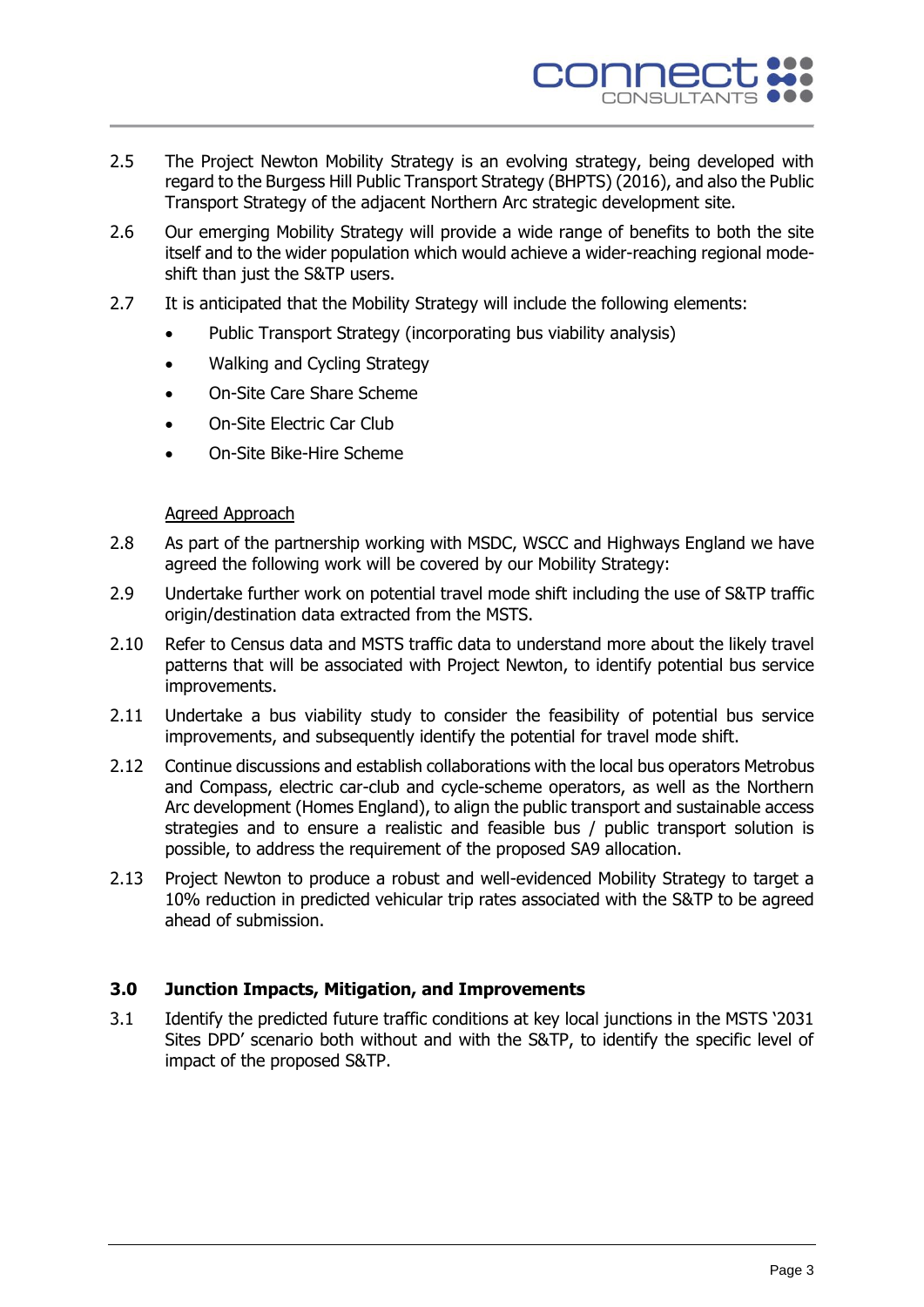2.5 The Project Newton Mobility Strategy is an evolving strategy, being developed with regard to the Burgess Hill Public Transport Strategy (BHPTS) (2016), and also the Public Transport Strategy of the adjacent Northern Arc strategic development site.

2.6 Our emerging Mobility Strategy will provide a wide range of benefits to both the site itself and to the wider population which would achieve a wider-reaching regional mode-shift than just the S&TP users.

2.7 It is anticipated that the Mobility Strategy will include the following elements:

- Public Transport Strategy (incorporating bus viability analysis)
- Walking and Cycling Strategy
- On-Site Care Share Scheme
- On-Site Electric Car Club
- On-Site Bike-Hire Scheme

<u>Agreed Approach</u>

2.8 As part of the partnership working with MSDC, WSCC and Highways England we have agreed the following work will be covered by our Mobility Strategy:

2.9 Undertake further work on potential travel mode shift including the use of S&TP traffic origin/destination data extracted from the MSTS.

2.10 Refer to Census data and MSTS traffic data to understand more about the likely travel patterns that will be associated with Project Newton, to identify potential bus service improvements.

2.11 Undertake a bus viability study to consider the feasibility of potential bus service improvements, and subsequently identify the potential for travel mode shift.

2.12 Continue discussions and establish collaborations with the local bus operators Metrobus and Compass, electric car-club and cycle-scheme operators, as well as the Northern Arc development (Homes England), to align the public transport and sustainable access strategies and to ensure a realistic and feasible bus / public transport solution is possible, to address the requirement of the proposed SA9 allocation.

2.13 Project Newton to produce a robust and well-evidenced Mobility Strategy to target a 10% reduction in predicted vehicular trip rates associated with the S&TP to be agreed ahead of submission.

## 3.0 Junction Impacts, Mitigation, and Improvements

3.1 Identify the predicted future traffic conditions at key local junctions in the MSTS '2031 Sites DPD' scenario both without and with the S&TP, to identify the specific level of impact of the proposed S&TP.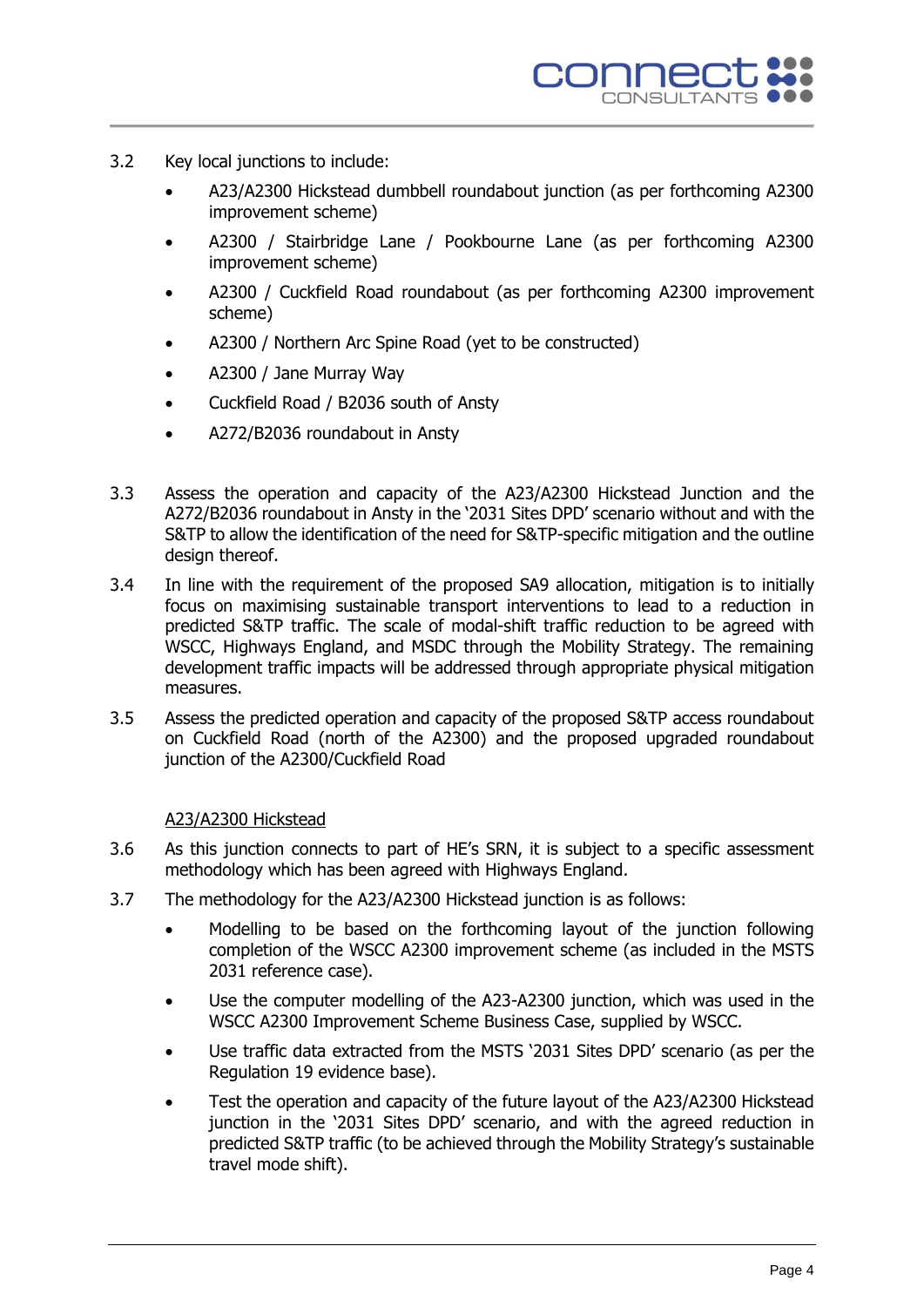3.2 Key local junctions to include:

- A23/A2300 Hickstead dumbbell roundabout junction (as per forthcoming A2300 improvement scheme)
- A2300 / Stairbridge Lane / Pookbourne Lane (as per forthcoming A2300 improvement scheme)
- A2300 / Cuckfield Road roundabout (as per forthcoming A2300 improvement scheme)
- A2300 / Northern Arc Spine Road (yet to be constructed)
- A2300 / Jane Murray Way
- Cuckfield Road / B2036 south of Ansty
- A272/B2036 roundabout in Ansty

3.3 Assess the operation and capacity of the A23/A2300 Hickstead Junction and the A272/B2036 roundabout in Ansty in the '2031 Sites DPD' scenario without and with the S&TP to allow the identification of the need for S&TP-specific mitigation and the outline design thereof.

3.4 In line with the requirement of the proposed SA9 allocation, mitigation is to initially focus on maximising sustainable transport interventions to lead to a reduction in predicted S&TP traffic. The scale of modal-shift traffic reduction to be agreed with WSCC, Highways England, and MSDC through the Mobility Strategy. The remaining development traffic impacts will be addressed through appropriate physical mitigation measures.

3.5 Assess the predicted operation and capacity of the proposed S&TP access roundabout on Cuckfield Road (north of the A2300) and the proposed upgraded roundabout junction of the A2300/Cuckfield Road

<u>A23/A2300 Hickstead</u>

3.6 As this junction connects to part of HE's SRN, it is subject to a specific assessment methodology which has been agreed with Highways England.

3.7 The methodology for the A23/A2300 Hickstead junction is as follows:

- Modelling to be based on the forthcoming layout of the junction following completion of the WSCC A2300 improvement scheme (as included in the MSTS 2031 reference case).
- Use the computer modelling of the A23-A2300 junction, which was used in the WSCC A2300 Improvement Scheme Business Case, supplied by WSCC.
- Use traffic data extracted from the MSTS '2031 Sites DPD' scenario (as per the Regulation 19 evidence base).
- Test the operation and capacity of the future layout of the A23/A2300 Hickstead junction in the '2031 Sites DPD' scenario, and with the agreed reduction in predicted S&TP traffic (to be achieved through the Mobility Strategy's sustainable travel mode shift).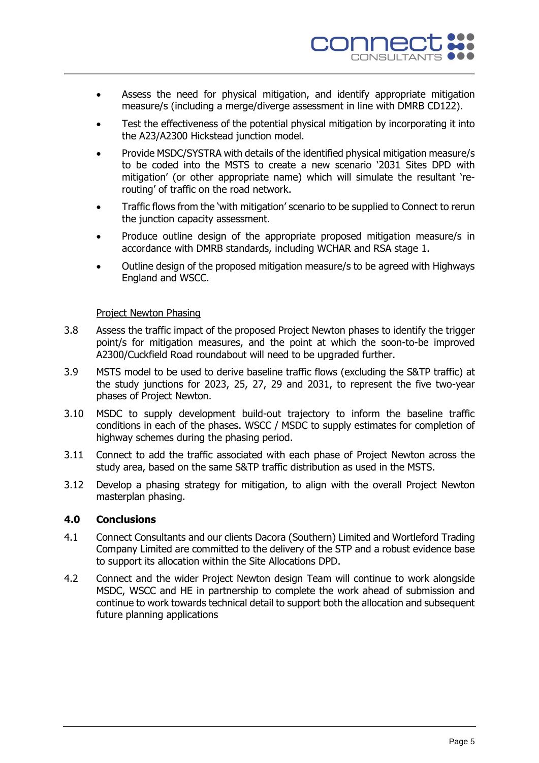- Assess the need for physical mitigation, and identify appropriate mitigation measure/s (including a merge/diverge assessment in line with DMRB CD122).
- Test the effectiveness of the potential physical mitigation by incorporating it into the A23/A2300 Hickstead junction model.
- Provide MSDC/SYSTRA with details of the identified physical mitigation measure/s to be coded into the MSTS to create a new scenario '2031 Sites DPD with mitigation' (or other appropriate name) which will simulate the resultant 're-routing' of traffic on the road network.
- Traffic flows from the 'with mitigation' scenario to be supplied to Connect to rerun the junction capacity assessment.
- Produce outline design of the appropriate proposed mitigation measure/s in accordance with DMRB standards, including WCHAR and RSA stage 1.
- Outline design of the proposed mitigation measure/s to be agreed with Highways England and WSCC.

Project Newton Phasing

3.8 Assess the traffic impact of the proposed Project Newton phases to identify the trigger point/s for mitigation measures, and the point at which the soon-to-be improved A2300/Cuckfield Road roundabout will need to be upgraded further.

3.9 MSTS model to be used to derive baseline traffic flows (excluding the S&TP traffic) at the study junctions for 2023, 25, 27, 29 and 2031, to represent the five two-year phases of Project Newton.

3.10 MSDC to supply development build-out trajectory to inform the baseline traffic conditions in each of the phases. WSCC / MSDC to supply estimates for completion of highway schemes during the phasing period.

3.11 Connect to add the traffic associated with each phase of Project Newton across the study area, based on the same S&TP traffic distribution as used in the MSTS.

3.12 Develop a phasing strategy for mitigation, to align with the overall Project Newton masterplan phasing.

## 4.0 Conclusions

4.1 Connect Consultants and our clients Dacora (Southern) Limited and Wortleford Trading Company Limited are committed to the delivery of the STP and a robust evidence base to support its allocation within the Site Allocations DPD.

4.2 Connect and the wider Project Newton design Team will continue to work alongside MSDC, WSCC and HE in partnership to complete the work ahead of submission and continue to work towards technical detail to support both the allocation and subsequent future planning applications